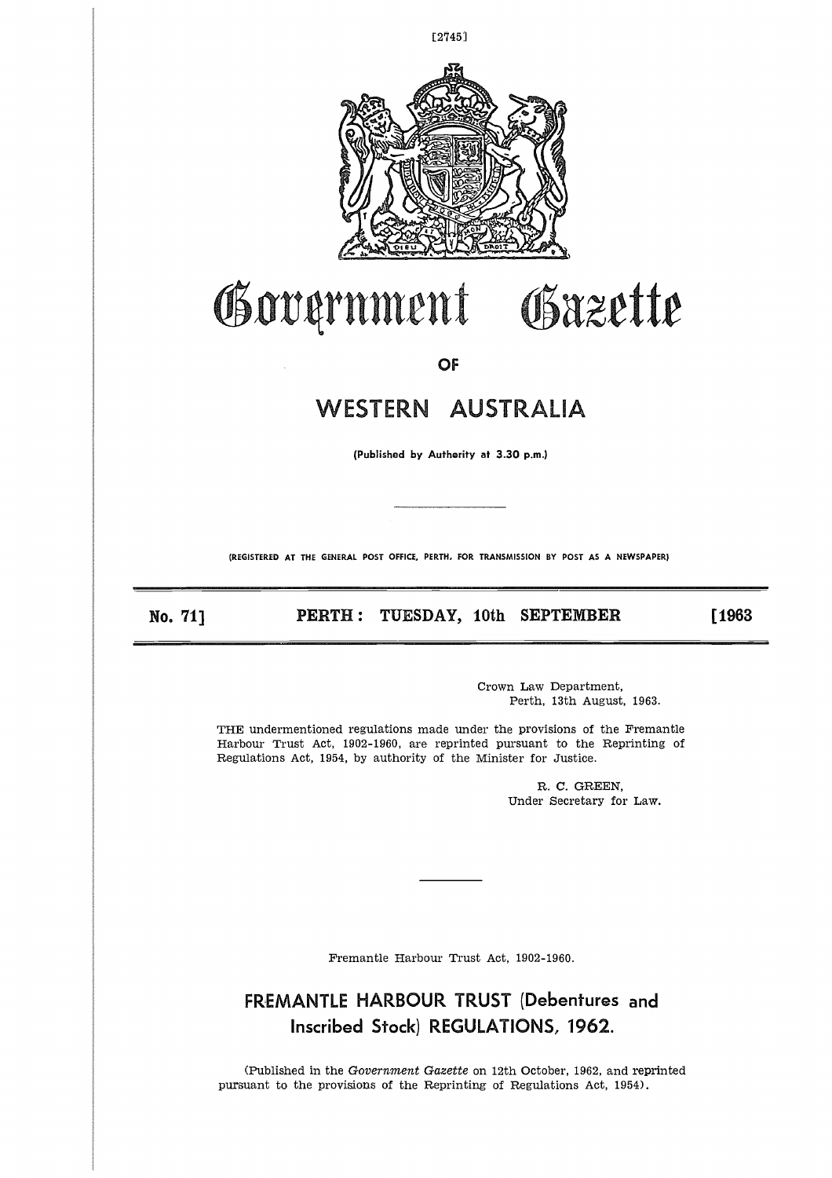# Government Gazette

OF

# WESTERN AUSTRALIA

(Published by Authority at 3.30 p.m.)

(REGISTERED AT THE GENERAL POST OFFICE, PERTH, FOR TRANSMISSION BY POST AS A NEWSPAPER)

**No. 71] PERTH: TUESDAY, 10th SEPTEMBER [1963**

Crown Law Department,
Perth, 13th August, 1963.

THE undermentioned regulations made under the provisions of the Fremantle Harbour Trust Act, 1902-1960, are reprinted pursuant to the Reprinting of Regulations Act, 1954, by authority of the Minister for Justice.

R. C. GREEN,
Under Secretary for Law.

---

Fremantle Harbour Trust Act, 1902-1960.

## FREMANTLE HARBOUR TRUST (Debentures and Inscribed Stock) REGULATIONS, 1962.

(Published in the *Government Gazette* on 12th October, 1962, and reprinted pursuant to the provisions of the Reprinting of Regulations Act, 1954).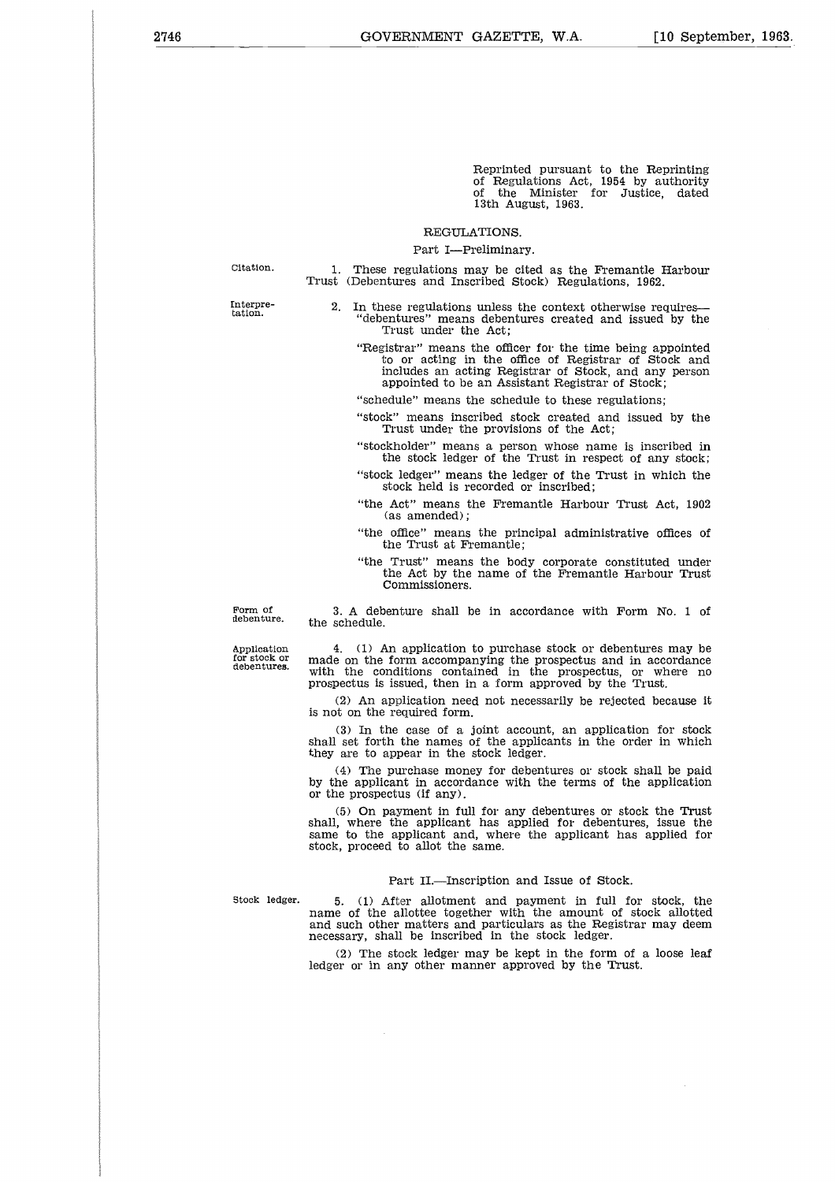Reprinted pursuant to the Reprinting of Regulations Act, 1954 by authority of the Minister for Justice, dated 13th August, 1963.

## REGULATIONS.

### Part I—Preliminary.

Citation.

1. These regulations may be cited as the Fremantle Harbour Trust (Debentures and Inscribed Stock) Regulations, 1962.

Interpretation.

2. In these regulations unless the context otherwise requires—

"debentures" means debentures created and issued by the Trust under the Act;

"Registrar" means the officer for the time being appointed to or acting in the office of Registrar of Stock and includes an acting Registrar of Stock, and any person appointed to be an Assistant Registrar of Stock;

"schedule" means the schedule to these regulations;

"stock" means inscribed stock created and issued by the Trust under the provisions of the Act;

"stockholder" means a person whose name is inscribed in the stock ledger of the Trust in respect of any stock;

"stock ledger" means the ledger of the Trust in which the stock held is recorded or inscribed;

"the Act" means the Fremantle Harbour Trust Act, 1902 (as amended);

"the office" means the principal administrative offices of the Trust at Fremantle;

"the Trust" means the body corporate constituted under the Act by the name of the Fremantle Harbour Trust Commissioners.

Form of debenture.

3. A debenture shall be in accordance with Form No. 1 of the schedule.

Application for stock or debentures.

4. (1) An application to purchase stock or debentures may be made on the form accompanying the prospectus and in accordance with the conditions contained in the prospectus, or where no prospectus is issued, then in a form approved by the Trust.

(2) An application need not necessarily be rejected because it is not on the required form.

(3) In the case of a joint account, an application for stock shall set forth the names of the applicants in the order in which they are to appear in the stock ledger.

(4) The purchase money for debentures or stock shall be paid by the applicant in accordance with the terms of the application or the prospectus (if any).

(5) On payment in full for any debentures or stock the Trust shall, where the applicant has applied for debentures, issue the same to the applicant and, where the applicant has applied for stock, proceed to allot the same.

### Part II.—Inscription and Issue of Stock.

Stock ledger.

5. (1) After allotment and payment in full for stock, the name of the allottee together with the amount of stock allotted and such other matters and particulars as the Registrar may deem necessary, shall be inscribed in the stock ledger.

(2) The stock ledger may be kept in the form of a loose leaf ledger or in any other manner approved by the Trust.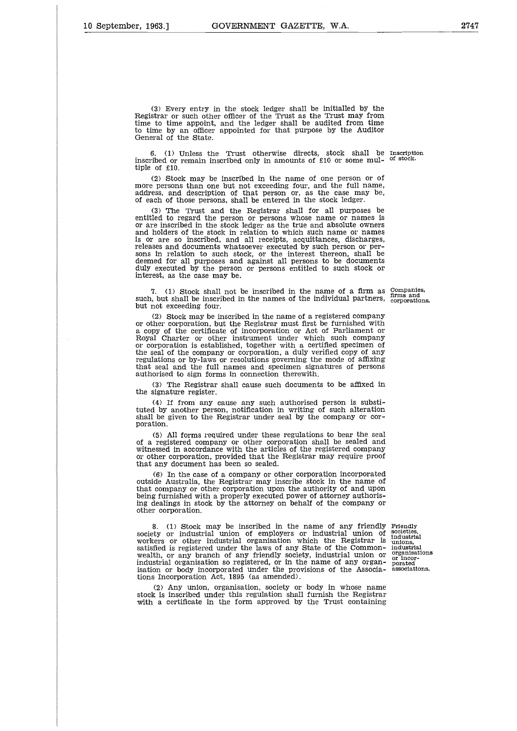(3) Every entry in the stock ledger shall be initialled by the Registrar or such other officer of the Trust as the Trust may from time to time appoint, and the ledger shall be audited from time to time by an officer appointed for that purpose by the Auditor General of the State.

*Inscription of stock.*

6. (1) Unless the Trust otherwise directs, stock shall be inscribed or remain inscribed only in amounts of £10 or some multiple of £10.

(2) Stock may be inscribed in the name of one person or of more persons than one but not exceeding four, and the full name, address, and description of that person or, as the case may be, of each of those persons, shall be entered in the stock ledger.

(3) The Trust and the Registrar shall for all purposes be entitled to regard the person or persons whose name or names is or are inscribed in the stock ledger as the true and absolute owners and holders of the stock in relation to which such name or names is or are so inscribed, and all receipts, acquittances, discharges, releases and documents whatsoever executed by such person or persons in relation to such stock, or the interest thereon, shall be deemed for all purposes and against all persons to be documents duly executed by the person or persons entitled to such stock or interest, as the case may be.

*Companies, firms and corporations.*

7. (1) Stock shall not be inscribed in the name of a firm as such, but shall be inscribed in the names of the individual partners, but not exceeding four.

(2) Stock may be inscribed in the name of a registered company or other corporation, but the Registrar must first be furnished with a copy of the certificate of incorporation or Act of Parliament or Royal Charter or other instrument under which such company or corporation is established, together with a certified specimen of the seal of the company or corporation, a duly verified copy of any regulations or by-laws or resolutions governing the mode of affixing that seal and the full names and specimen signatures of persons authorised to sign forms in connection therewith.

(3) The Registrar shall cause such documents to be affixed in the signature register.

(4) If from any cause any such authorised person is substituted by another person, notification in writing of such alteration shall be given to the Registrar under seal by the company or corporation.

(5) All forms required under these regulations to bear the seal of a registered company or other corporation shall be sealed and witnessed in accordance with the articles of the registered company or other corporation, provided that the Registrar may require proof that any document has been so sealed.

(6) In the case of a company or other corporation incorporated outside Australia, the Registrar may inscribe stock in the name of that company or other corporation upon the authority of and upon being furnished with a properly executed power of attorney authorising dealings in stock by the attorney on behalf of the company or other corporation.

*Friendly societies, industrial unions, industrial organisations or incorporated associations.*

8. (1) Stock may be inscribed in the name of any friendly society or industrial union of employers or industrial union of workers or other industrial organisation which the Registrar is satisfied is registered under the laws of any State of the Commonwealth, or any branch of any friendly society, industrial union or industrial organisation so registered, or in the name of any organisation or body incorporated under the provisions of the Associations Incorporation Act, 1895 (as amended).

(2) Any union, organisation, society or body in whose name stock is inscribed under this regulation shall furnish the Registrar with a certificate in the form approved by the Trust containing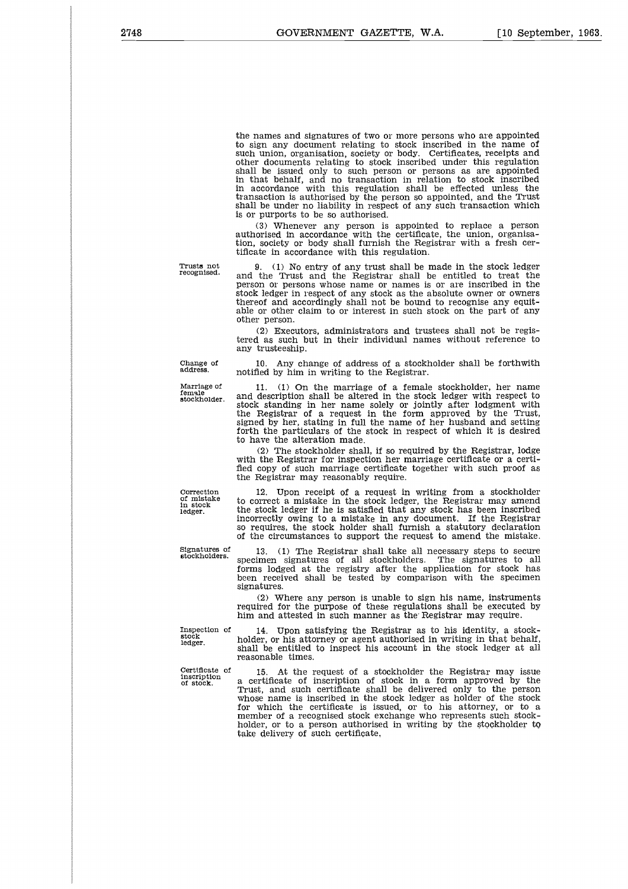the names and signatures of two or more persons who are appointed to sign any document relating to stock inscribed in the name of such union, organisation, society or body. Certificates, receipts and other documents relating to stock inscribed under this regulation shall be issued only to such person or persons as are appointed in that behalf, and no transaction in relation to stock inscribed in accordance with this regulation shall be effected unless the transaction is authorised by the person so appointed, and the Trust shall be under no liability in respect of any such transaction which is or purports to be so authorised.

(3) Whenever any person is appointed to replace a person authorised in accordance with the certificate, the union, organisation, society or body shall furnish the Registrar with a fresh certificate in accordance with this regulation.

Trusts not recognised.

9. (1) No entry of any trust shall be made in the stock ledger and the Trust and the Registrar shall be entitled to treat the person or persons whose name or names is or are inscribed in the stock ledger in respect of any stock as the absolute owner or owners thereof and accordingly shall not be bound to recognise any equitable or other claim to or interest in such stock on the part of any other person.

(2) Executors, administrators and trustees shall not be registered as such but in their individual names without reference to any trusteeship.

Change of address.

10. Any change of address of a stockholder shall be forthwith notified by him in writing to the Registrar.

Marriage of female stockholder.

11. (1) On the marriage of a female stockholder, her name and description shall be altered in the stock ledger with respect to stock standing in her name solely or jointly after lodgment with the Registrar of a request in the form approved by the Trust, signed by her, stating in full the name of her husband and setting forth the particulars of the stock in respect of which it is desired to have the alteration made.

(2) The stockholder shall, if so required by the Registrar, lodge with the Registrar for inspection her marriage certificate or a certified copy of such marriage certificate together with such proof as the Registrar may reasonably require.

Correction of mistake in stock ledger.

12. Upon receipt of a request in writing from a stockholder to correct a mistake in the stock ledger, the Registrar may amend the stock ledger if he is satisfied that any stock has been inscribed incorrectly owing to a mistake in any document. If the Registrar so requires, the stock holder shall furnish a statutory declaration of the circumstances to support the request to amend the mistake.

Signatures of stockholders.

13. (1) The Registrar shall take all necessary steps to secure specimen signatures of all stockholders. The signatures to all forms lodged at the registry after the application for stock has been received shall be tested by comparison with the specimen signatures.

(2) Where any person is unable to sign his name, instruments required for the purpose of these regulations shall be executed by him and attested in such manner as the Registrar may require.

Inspection of stock ledger.

14. Upon satisfying the Registrar as to his identity, a stockholder, or his attorney or agent authorised in writing in that behalf, shall be entitled to inspect his account in the stock ledger at all reasonable times.

Certificate of inscription of stock.

15. At the request of a stockholder the Registrar may issue a certificate of inscription of stock in a form approved by the Trust, and such certificate shall be delivered only to the person whose name is inscribed in the stock ledger as holder of the stock for which the certificate is issued, or to his attorney, or to a member of a recognised stock exchange who represents such stockholder, or to a person authorised in writing by the stockholder to take delivery of such certificate.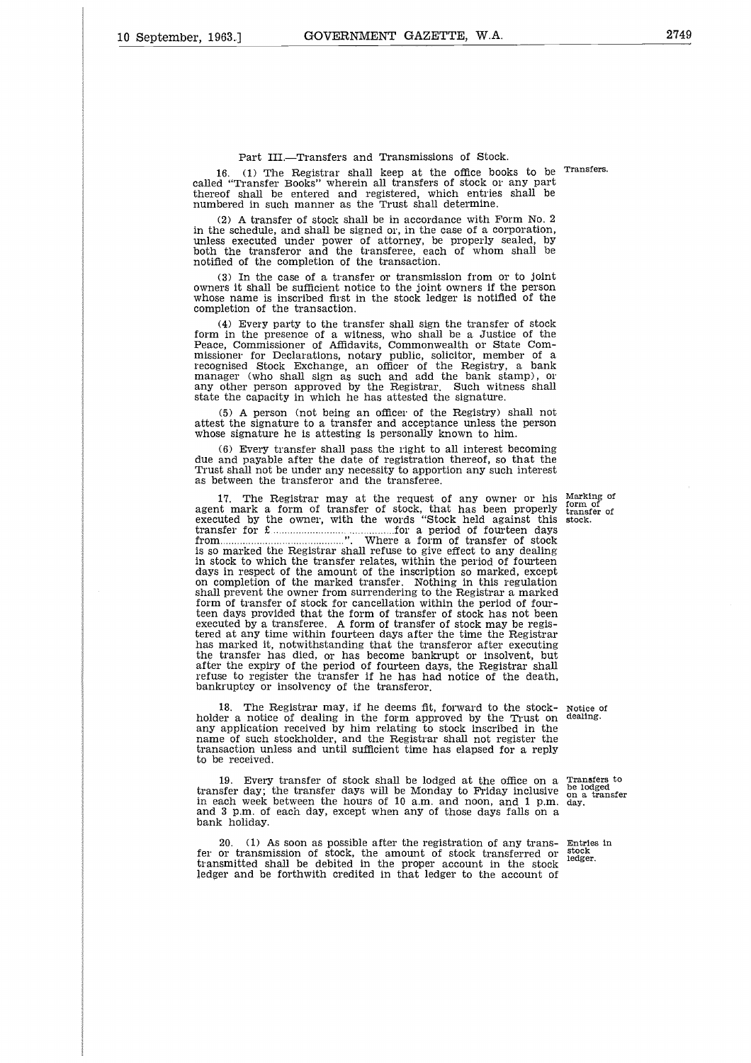## Part III.—Transfers and Transmissions of Stock.

**Transfers.**

16. (1) The Registrar shall keep at the office books to be called "Transfer Books" wherein all transfers of stock or any part thereof shall be entered and registered, which entries shall be numbered in such manner as the Trust shall determine.

(2) A transfer of stock shall be in accordance with Form No. 2 in the schedule, and shall be signed or, in the case of a corporation, unless executed under power of attorney, be properly sealed, by both the transferor and the transferee, each of whom shall be notified of the completion of the transaction.

(3) In the case of a transfer or transmission from or to joint owners it shall be sufficient notice to the joint owners if the person whose name is inscribed first in the stock ledger is notified of the completion of the transaction.

(4) Every party to the transfer shall sign the transfer of stock form in the presence of a witness, who shall be a Justice of the Peace, Commissioner of Affidavits, Commonwealth or State Commissioner for Declarations, notary public, solicitor, member of a recognised Stock Exchange, an officer of the Registry, a bank manager (who shall sign as such and add the bank stamp), or any other person approved by the Registrar. Such witness shall state the capacity in which he has attested the signature.

(5) A person (not being an officer of the Registry) shall not attest the signature to a transfer and acceptance unless the person whose signature he is attesting is personally known to him.

(6) Every transfer shall pass the right to all interest becoming due and payable after the date of registration thereof, so that the Trust shall not be under any necessity to apportion any such interest as between the transferor and the transferee.

**Marking of form of transfer of stock.**

17. The Registrar may at the request of any owner or his agent mark a form of transfer of stock, that has been properly executed by the owner, with the words "Stock held against this transfer for £..............................for a period of fourteen days from..........................................". Where a form of transfer of stock is so marked the Registrar shall refuse to give effect to any dealing in stock to which the transfer relates, within the period of fourteen days in respect of the amount of the inscription so marked, except on completion of the marked transfer. Nothing in this regulation shall prevent the owner from surrendering to the Registrar a marked form of transfer of stock for cancellation within the period of fourteen days provided that the form of transfer of stock has not been executed by a transferee. A form of transfer of stock may be registered at any time within fourteen days after the time the Registrar has marked it, notwithstanding that the transferor after executing the transfer has died, or has become bankrupt or insolvent, but after the expiry of the period of fourteen days, the Registrar shall refuse to register the transfer if he has had notice of the death, bankruptcy or insolvency of the transferor.

**Notice of dealing.**

18. The Registrar may, if he deems fit, forward to the stockholder a notice of dealing in the form approved by the Trust on any application received by him relating to stock inscribed in the name of such stockholder, and the Registrar shall not register the transaction unless and until sufficient time has elapsed for a reply to be received.

**Transfers to be lodged on a transfer day.**

19. Every transfer of stock shall be lodged at the office on a transfer day; the transfer days will be Monday to Friday inclusive in each week between the hours of 10 a.m. and noon, and 1 p.m. and 3 p.m. of each day, except when any of those days falls on a bank holiday.

**Entries in stock ledger.**

20. (1) As soon as possible after the registration of any transfer or transmission of stock, the amount of stock transferred or transmitted shall be debited in the proper account in the stock ledger and be forthwith credited in that ledger to the account of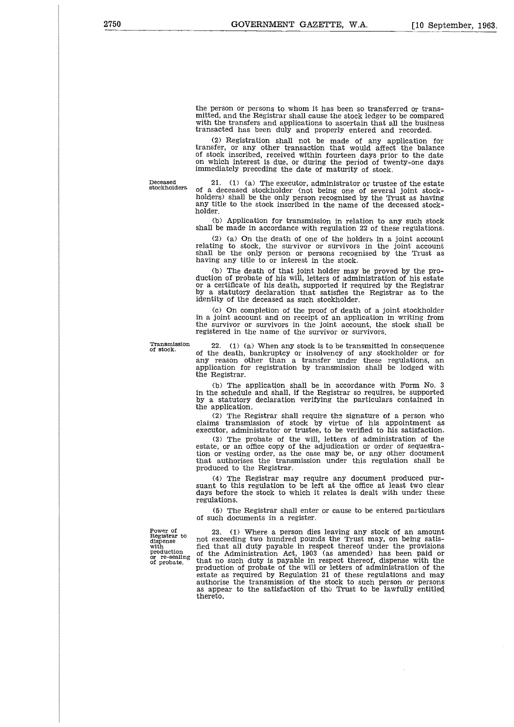the person or persons to whom it has been so transferred or transmitted, and the Registrar shall cause the stock ledger to be compared with the transfers and applications to ascertain that all the business transacted has been duly and properly entered and recorded.

(2) Registration shall not be made of any application for transfer, or any other transaction that would affect the balance of stock inscribed, received within fourteen days prior to the date on which interest is due, or during the period of twenty-one days immediately preceding the date of maturity of stock.

Deceased stockholders.

21. (1) (a) The executor, administrator or trustee of the estate of a deceased stockholder (not being one of several joint stockholders) shall be the only person recognised by the Trust as having any title to the stock inscribed in the name of the deceased stockholder.

(b) Application for transmission in relation to any such stock shall be made in accordance with regulation 22 of these regulations.

(2) (a) On the death of one of the holders in a joint account relating to stock, the survivor or survivors in the joint account shall be the only person or persons recognised by the Trust as having any title to or interest in the stock.

(b) The death of that joint holder may be proved by the production of probate of his will, letters of administration of his estate or a certificate of his death, supported if required by the Registrar by a statutory declaration that satisfies the Registrar as to the identity of the deceased as such stockholder.

(c) On completion of the proof of death of a joint stockholder in a joint account and on receipt of an application in writing from the survivor or survivors in the joint account, the stock shall be registered in the name of the survivor or survivors.

Transmission of stock.

22. (1) (a) When any stock is to be transmitted in consequence of the death, bankruptcy or insolvency of any stockholder or for any reason other than a transfer under these regulations, an application for registration by transmission shall be lodged with the Registrar.

(b) The application shall be in accordance with Form No. 3 in the schedule and shall, if the Registrar so requires, be supported by a statutory declaration verifying the particulars contained in the application.

(2) The Registrar shall require the signature of a person who claims transmission of stock by virtue of his appointment as executor, administrator or trustee, to be verified to his satisfaction.

(3) The probate of the will, letters of administration of the estate, or an office copy of the adjudication or order of sequestration or vesting order, as the case may be, or any other document that authorises the transmission under this regulation shall be produced to the Registrar.

(4) The Registrar may require any document produced pursuant to this regulation to be left at the office at least two clear days before the stock to which it relates is dealt with under these regulations.

(5) The Registrar shall enter or cause to be entered particulars of such documents in a register.

Power of Registrar to dispense with production or re-sealing of probate.

23. (1) Where a person dies leaving any stock of an amount not exceeding two hundred pounds the Trust may, on being satisfied that all duty payable in respect thereof under the provisions of the Administration Act, 1903 (as amended) has been paid or that no such duty is payable in respect thereof, dispense with the production of probate of the will or letters of administration of the estate as required by Regulation 21 of these regulations and may authorise the transmission of the stock to such person or persons as appear to the satisfaction of the Trust to be lawfully entitled thereto.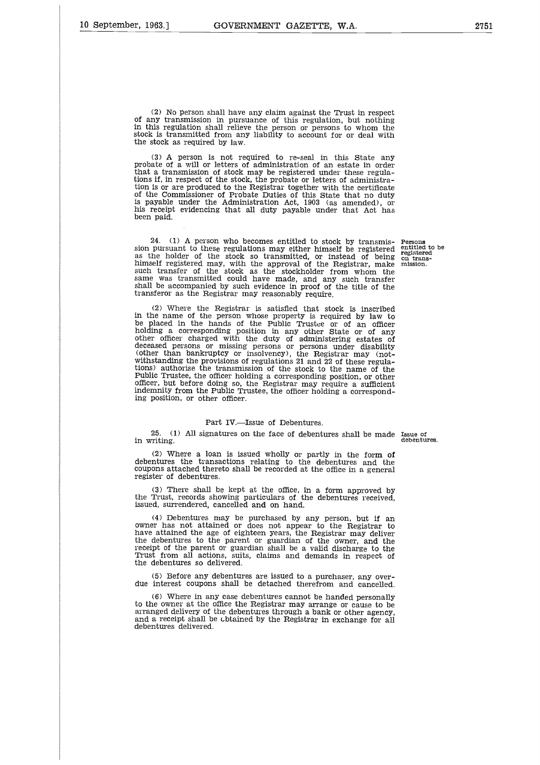(2) No person shall have any claim against the Trust in respect of any transmission in pursuance of this regulation, but nothing in this regulation shall relieve the person or persons to whom the stock is transmitted from any liability to account for or deal with the stock as required by law.

(3) A person is not required to re-seal in this State any probate of a will or letters of administration of an estate in order that a transmission of stock may be registered under these regulations if, in respect of the stock, the probate or letters of administration is or are produced to the Registrar together with the certificate of the Commissioner of Probate Duties of this State that no duty is payable under the Administration Act, 1903 (as amended), or his receipt evidencing that all duty payable under that Act has been paid.

*Persons entitled to be registered on transmission.*

24. (1) A person who becomes entitled to stock by transmission pursuant to these regulations may either himself be registered as the holder of the stock so transmitted, or instead of being himself registered may, with the approval of the Registrar, make such transfer of the stock as the stockholder from whom the same was transmitted could have made, and any such transfer shall be accompanied by such evidence in proof of the title of the transferor as the Registrar may reasonably require.

(2) Where the Registrar is satisfied that stock is inscribed in the name of the person whose property is required by law to be placed in the hands of the Public Trustee or of an officer holding a corresponding position in any other State or of any other officer charged with the duty of administering estates of deceased persons or missing persons or persons under disability (other than bankruptcy or insolvency), the Registrar may (notwithstanding the provisions of regulations 21 and 22 of these regulations) authorise the transmission of the stock to the name of the Public Trustee, the officer holding a corresponding position, or other officer, but before doing so, the Registrar may require a sufficient indemnity from the Public Trustee, the officer holding a corresponding position, or other officer.

## Part IV.—Issue of Debentures.

*Issue of debentures.*

25. (1) All signatures on the face of debentures shall be made in writing.

(2) Where a loan is issued wholly or partly in the form of debentures the transactions relating to the debentures and the coupons attached thereto shall be recorded at the office in a general register of debentures.

(3) There shall be kept at the office, in a form approved by the Trust, records showing particulars of the debentures received, issued, surrendered, cancelled and on hand.

(4) Debentures may be purchased by any person, but if an owner has not attained or does not appear to the Registrar to have attained the age of eighteen years, the Registrar may deliver the debentures to the parent or guardian of the owner, and the receipt of the parent or guardian shall be a valid discharge to the Trust from all actions, suits, claims and demands in respect of the debentures so delivered.

(5) Before any debentures are issued to a purchaser, any overdue interest coupons shall be detached therefrom and cancelled.

(6) Where in any case debentures cannot be handed personally to the owner at the office the Registrar may arrange or cause to be arranged delivery of the debentures through a bank or other agency, and a receipt shall be obtained by the Registrar in exchange for all debentures delivered.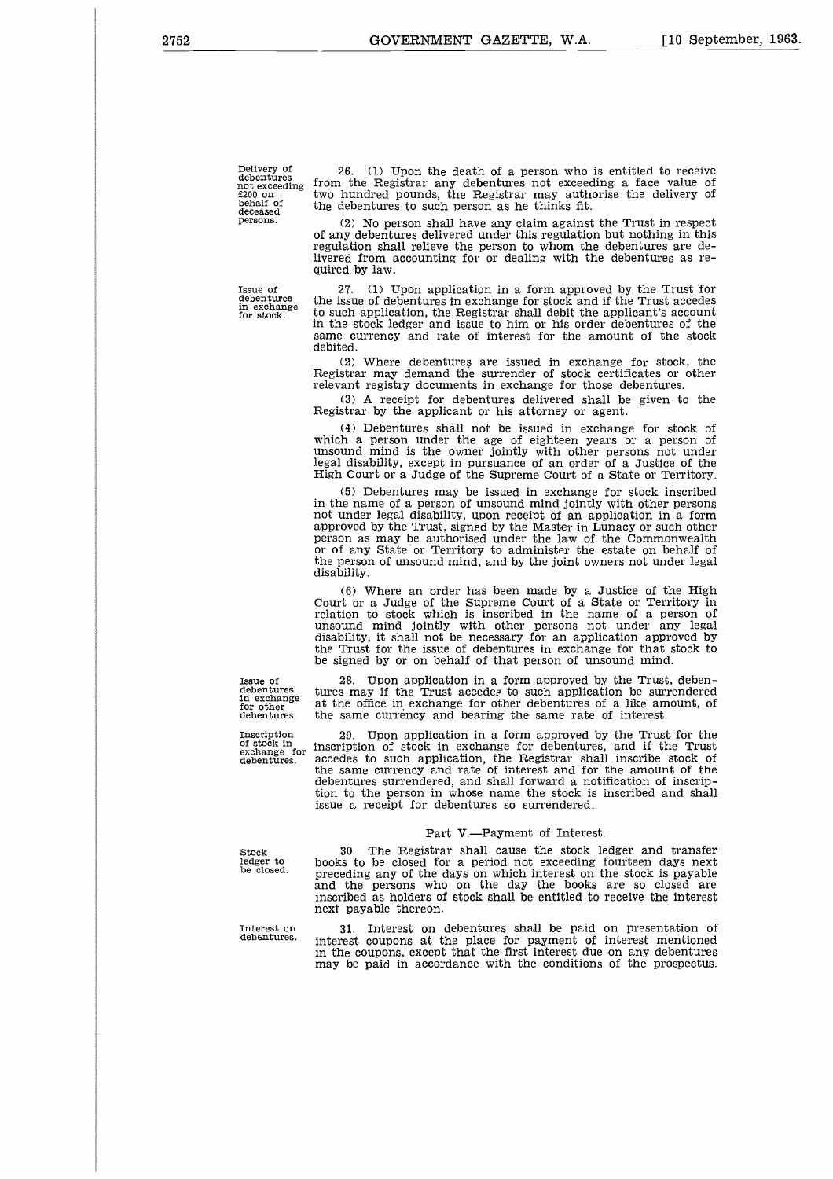**Delivery of debentures not exceeding £200 on behalf of deceased persons.**

26. (1) Upon the death of a person who is entitled to receive from the Registrar any debentures not exceeding a face value of two hundred pounds, the Registrar may authorise the delivery of the debentures to such person as he thinks fit.

(2) No person shall have any claim against the Trust in respect of any debentures delivered under this regulation but nothing in this regulation shall relieve the person to whom the debentures are delivered from accounting for or dealing with the debentures as required by law.

**Issue of debentures in exchange for stock.**

27. (1) Upon application in a form approved by the Trust for the issue of debentures in exchange for stock and if the Trust accedes to such application, the Registrar shall debit the applicant's account in the stock ledger and issue to him or his order debentures of the same currency and rate of interest for the amount of the stock debited.

(2) Where debentures are issued in exchange for stock, the Registrar may demand the surrender of stock certificates or other relevant registry documents in exchange for those debentures.

(3) A receipt for debentures delivered shall be given to the Registrar by the applicant or his attorney or agent.

(4) Debentures shall not be issued in exchange for stock of which a person under the age of eighteen years or a person of unsound mind is the owner jointly with other persons not under legal disability, except in pursuance of an order of a Justice of the High Court or a Judge of the Supreme Court of a State or Territory.

(5) Debentures may be issued in exchange for stock inscribed in the name of a person of unsound mind jointly with other persons not under legal disability, upon receipt of an application in a form approved by the Trust, signed by the Master in Lunacy or such other person as may be authorised under the law of the Commonwealth or of any State or Territory to administer the estate on behalf of the person of unsound mind, and by the joint owners not under legal disability.

(6) Where an order has been made by a Justice of the High Court or a Judge of the Supreme Court of a State or Territory in relation to stock which is inscribed in the name of a person of unsound mind jointly with other persons not under any legal disability, it shall not be necessary for an application approved by the Trust for the issue of debentures in exchange for that stock to be signed by or on behalf of that person of unsound mind.

**Issue of debentures in exchange for other debentures.**

28. Upon application in a form approved by the Trust, debentures may if the Trust accedes to such application be surrendered at the office in exchange for other debentures of a like amount, of the same currency and bearing the same rate of interest.

**Inscription of stock in exchange for debentures.**

29. Upon application in a form approved by the Trust for the inscription of stock in exchange for debentures, and if the Trust accedes to such application, the Registrar shall inscribe stock of the same currency and rate of interest and for the amount of the debentures surrendered, and shall forward a notification of inscription to the person in whose name the stock is inscribed and shall issue a receipt for debentures so surrendered.

## Part V.—Payment of Interest.

**Stock ledger to be closed.**

30. The Registrar shall cause the stock ledger and transfer books to be closed for a period not exceeding fourteen days next preceding any of the days on which interest on the stock is payable and the persons who on the day the books are so closed are inscribed as holders of stock shall be entitled to receive the interest next payable thereon.

**Interest on debentures.**

31. Interest on debentures shall be paid on presentation of interest coupons at the place for payment of interest mentioned in the coupons, except that the first interest due on any debentures may be paid in accordance with the conditions of the prospectus.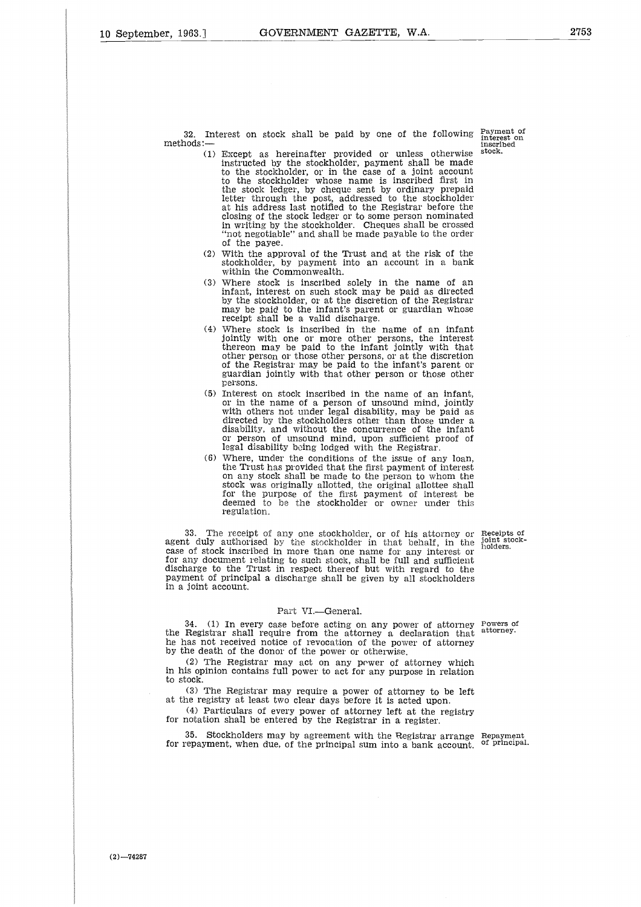32. Interest on stock shall be paid by one of the following methods:—

**Payment of interest on inscribed stock.**

(1) Except as hereinafter provided or unless otherwise instructed by the stockholder, payment shall be made to the stockholder, or in the case of a joint account to the stockholder whose name is inscribed first in the stock ledger, by cheque sent by ordinary prepaid letter through the post, addressed to the stockholder at his address last notified to the Registrar before the closing of the stock ledger or to some person nominated in writing by the stockholder. Cheques shall be crossed "not negotiable" and shall be made payable to the order of the payee.

(2) With the approval of the Trust and at the risk of the stockholder, by payment into an account in a bank within the Commonwealth.

(3) Where stock is inscribed solely in the name of an infant, interest on such stock may be paid as directed by the stockholder, or at the discretion of the Registrar may be paid to the infant's parent or guardian whose receipt shall be a valid discharge.

(4) Where stock is inscribed in the name of an infant jointly with one or more other persons, the interest thereon may be paid to the infant jointly with that other person or those other persons, or at the discretion of the Registrar may be paid to the infant's parent or guardian jointly with that other person or those other persons.

(5) Interest on stock inscribed in the name of an infant, or in the name of a person of unsound mind, jointly with others not under legal disability, may be paid as directed by the stockholders other than those under a disability, and without the concurrence of the infant or person of unsound mind, upon sufficient proof of legal disability being lodged with the Registrar.

(6) Where, under the conditions of the issue of any loan, the Trust has provided that the first payment of interest on any stock shall be made to the person to whom the stock was originally allotted, the original allottee shall for the purpose of the first payment of interest be deemed to be the stockholder or owner under this regulation.

**Receipts of joint stockholders.**

33. The receipt of any one stockholder, or of his attorney or agent duly authorised by the stockholder in that behalf, in the case of stock inscribed in more than one name for any interest or for any document relating to such stock, shall be full and sufficient discharge to the Trust in respect thereof but with regard to the payment of principal a discharge shall be given by all stockholders in a joint account.

## Part VI.—General.

**Powers of attorney.**

34. (1) In every case before acting on any power of attorney the Registrar shall require from the attorney a declaration that he has not received notice of revocation of the power of attorney by the death of the donor of the power or otherwise.

(2) The Registrar may act on any power of attorney which in his opinion contains full power to act for any purpose in relation to stock.

(3) The Registrar may require a power of attorney to be left at the registry at least two clear days before it is acted upon.

(4) Particulars of every power of attorney left at the registry for notation shall be entered by the Registrar in a register.

**Repayment of principal.**

35. Stockholders may by agreement with the Registrar arrange for repayment, when due, of the principal sum into a bank account.

(2)—74287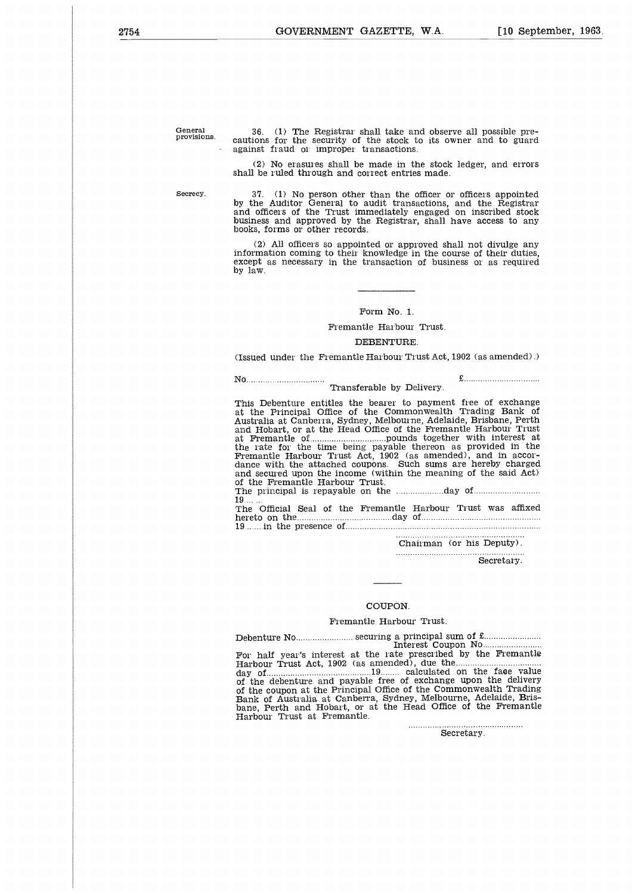**General provisions.**

36. (1) The Registrar shall take and observe all possible precautions for the security of the stock to its owner and to guard against fraud or improper transactions.

(2) No erasures shall be made in the stock ledger, and errors shall be ruled through and correct entries made.

**Secrecy.**

37. (1) No person other than the officer or officers appointed by the Auditor General to audit transactions, and the Registrar and officers of the Trust immediately engaged on inscribed stock business and approved by the Registrar, shall have access to any books, forms or other records.

(2) All officers so appointed or approved shall not divulge any information coming to their knowledge in the course of their duties, except as necessary in the transaction of business or as required by law.

---

Form No. 1.

Fremantle Harbour Trust.

DEBENTURE.

(Issued under the Fremantle Harbour Trust Act, 1902 (as amended).)

No.................................. £.................................

Transferable by Delivery.

This Debenture entitles the bearer to payment free of exchange at the Principal Office of the Commonwealth Trading Bank of Australia at Canberra, Sydney, Melbourne, Adelaide, Brisbane, Perth and Hobart, or at the Head Office of the Fremantle Harbour Trust at Fremantle of................................pounds together with interest at the rate for the time being payable thereon as provided in the Fremantle Harbour Trust Act, 1902 (as amended), and in accordance with the attached coupons. Such sums are hereby charged and secured upon the income (within the meaning of the said Act) of the Fremantle Harbour Trust.

The principal is repayable on the ....................day of............................ 19.......

The Official Seal of the Fremantle Harbour Trust was affixed hereto on the........................................day of................................................ 19........in the presence of.................................................................................

........................................................
Chairman (or his Deputy).

........................................................
Secretary.

---

COUPON.

Fremantle Harbour Trust.

Debenture No.........................securing a principal sum of £........................
Interest Coupon No.........................

For half year's interest at the rate prescribed by the Fremantle Harbour Trust Act, 1902 (as amended), due the.................................... day of............................................19........ calculated on the face value of the debenture and payable free of exchange upon the delivery of the coupon at the Principal Office of the Commonwealth Trading Bank of Australia at Canberra, Sydney, Melbourne, Adelaide, Brisbane, Perth and Hobart, or at the Head Office of the Fremantle Harbour Trust at Fremantle.

................................................
Secretary.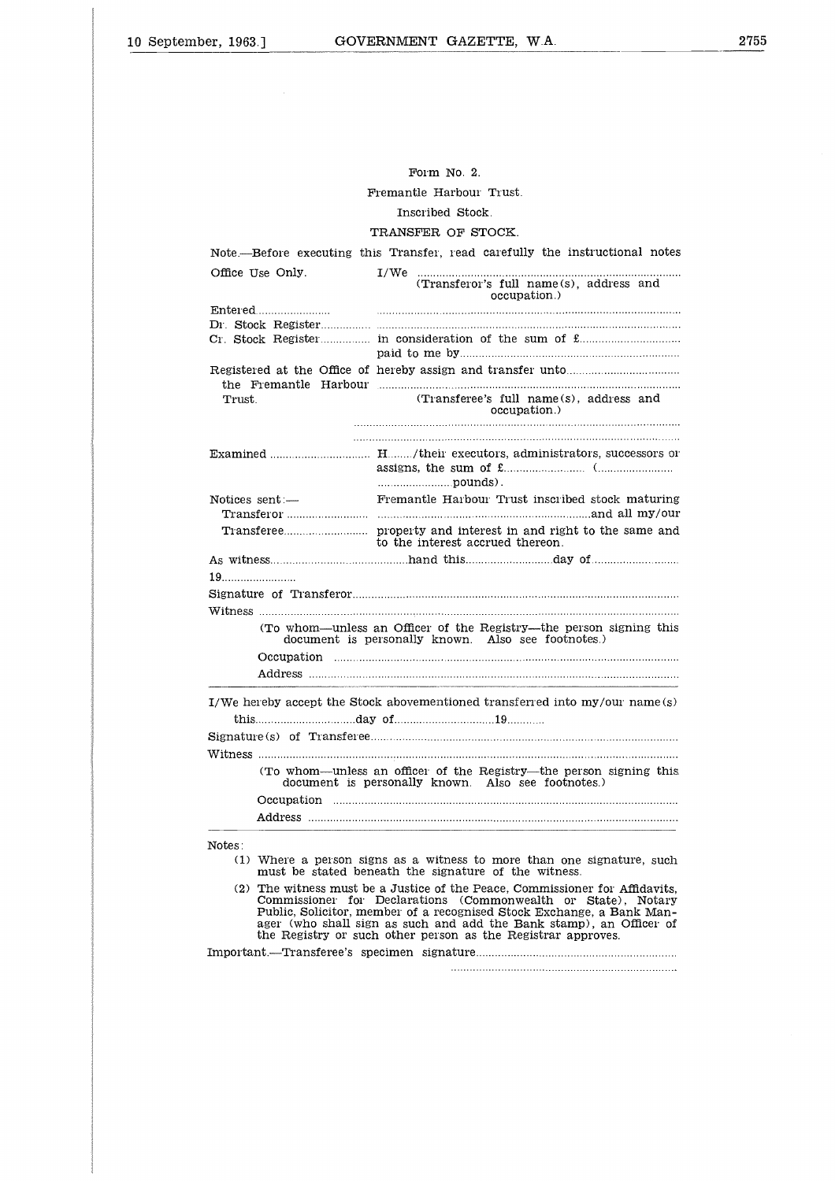Form No. 2.

Fremantle Harbour Trust.

Inscribed Stock.

TRANSFER OF STOCK.

Note.—Before executing this Transfer, read carefully the instructional notes

| | |
|---|---|
| Office Use Only. | I/We ............................................................ (Transferor's full name(s), address and occupation.) |
| Entered...................... | ...................................................................................... |
| Dr. Stock Register................ | ...................................................................................... |
| Cr. Stock Register................ | in consideration of the sum of £............................... paid to me by.................................................................. |
| Registered at the Office of the Fremantle Harbour Trust. | hereby assign and transfer unto.................................. ...................................................................................... (Transferee's full name(s), address and occupation.) ...................................................................................... ...................................................................................... |
| Examined ................................ | H......./their executors, administrators, successors or assigns, the sum of £........................ (...................... ...................... pounds). |
| Notices sent:— Transferor ......................... Transferee.......................... | Fremantle Harbour Trust inscribed stock maturing ......................................................................and all my/our property and interest in and right to the same and to the interest accrued thereon. |

As witness..........................................hand this..........................day of...........................

19......................

Signature of Transferor.......................................................................................................

Witness ..................................................................................................................................

(To whom—unless an Officer of the Registry—the person signing this document is personally known. Also see footnotes.)

Occupation ...................................................................................................

Address .........................................................................................................

---

I/We hereby accept the Stock abovementioned transferred into my/our name(s)

this................................day of...............................19...........

Signature(s) of Transferee......................................................................................................

Witness ..................................................................................................................................

(To whom—unless an officer of the Registry—the person signing this document is personally known. Also see footnotes.)

Occupation ...................................................................................................

Address .........................................................................................................

---

Notes:

(1) Where a person signs as a witness to more than one signature, such must be stated beneath the signature of the witness.

(2) The witness must be a Justice of the Peace, Commissioner for Affidavits, Commissioner for Declarations (Commonwealth or State), Notary Public, Solicitor, member of a recognised Stock Exchange, a Bank Manager (who shall sign as such and add the Bank stamp), an Officer of the Registry or such other person as the Registrar approves.

Important.—Transferee's specimen signature..............................................................

..........................................................................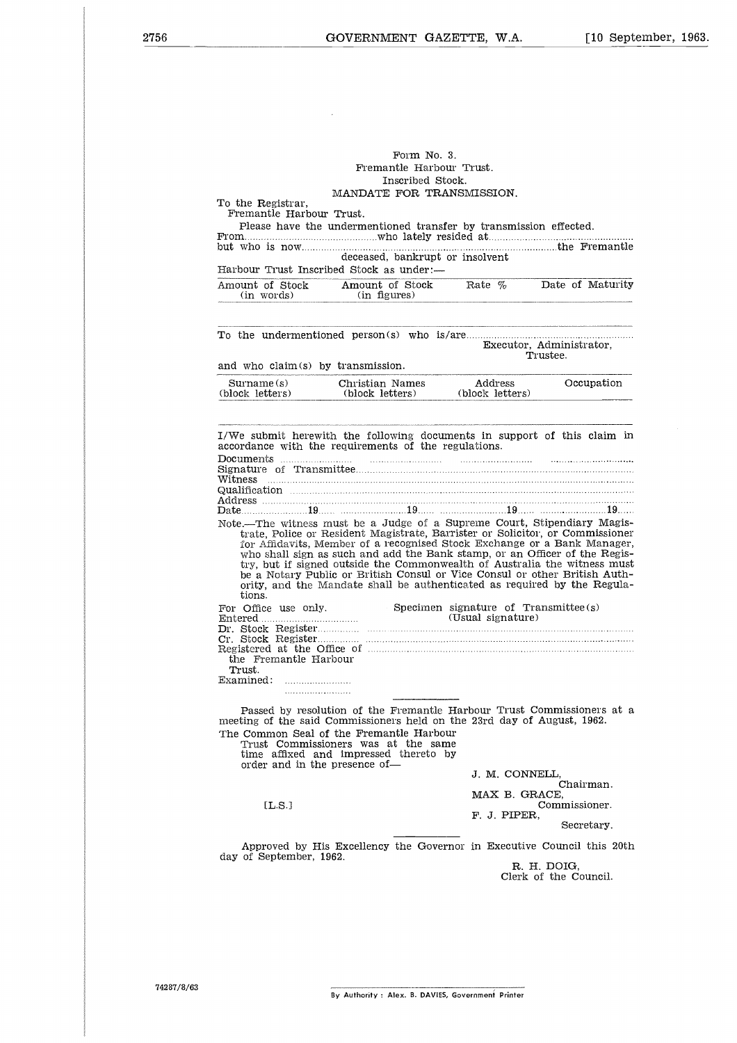Form No. 3.
Fremantle Harbour Trust.
Inscribed Stock.
MANDATE FOR TRANSMISSION.

To the Registrar,
Fremantle Harbour Trust.

Please have the undermentioned transfer by transmission effected.
From.............................................who lately resided at..................................................
but who is now.........................................................................................the Fremantle
deceased, bankrupt or insolvent
Harbour Trust Inscribed Stock as under:—

| Amount of Stock (in words) | Amount of Stock (in figures) | Rate % | Date of Maturity |
|---|---|---|---|
| | | | |

To the undermentioned person(s) who is/are..........................................................
Executor, Administrator, Trustee.
and who claim(s) by transmission.

| Surname(s) (block letters) | Christian Names (block letters) | Address (block letters) | Occupation |
|---|---|---|---|
| | | | |

I/We submit herewith the following documents in support of this claim in accordance with the requirements of the regulations.

Documents ........................ ........................ ........................ ........................
Signature of Transmittee.................................................................................................
Witness ..........................................................................................................................
Qualification ...................................................................................................................
Address ..........................................................................................................................
Date......................19...... .....................19...... .....................19...... .....................19......

Note.—The witness must be a Judge of a Supreme Court, Stipendiary Magistrate, Police or Resident Magistrate, Barrister or Solicitor, or Commissioner for Affidavits, Member of a recognised Stock Exchange or a Bank Manager, who shall sign as such and add the Bank stamp, or an Officer of the Registry, but if signed outside the Commonwealth of Australia the witness must be a Notary Public or British Consul or Vice Consul or other British Authority, and the Mandate shall be authenticated as required by the Regulations.

For Office use only.
Entered ..................................
Dr. Stock Register..............
Cr. Stock Register..............
Registered at the Office of the Fremantle Harbour Trust.
Examined: ........................
........................

Specimen signature of Transmittee(s)
(Usual signature)
..........................................................................................
..........................................................................................

Passed by resolution of the Fremantle Harbour Trust Commissioners at a meeting of the said Commissioners held on the 23rd day of August, 1962.

The Common Seal of the Fremantle Harbour Trust Commissioners was at the same time affixed and impressed thereto by order and in the presence of—

[L.S.]

J. M. CONNELL,
Chairman.
MAX B. GRACE,
Commissioner.
F. J. PIPER,
Secretary.

Approved by His Excellency the Governor in Executive Council this 20th day of September, 1962.

R. H. DOIG,
Clerk of the Council.

74287/8/63

By Authority: Alex. B. DAVIES, Government Printer